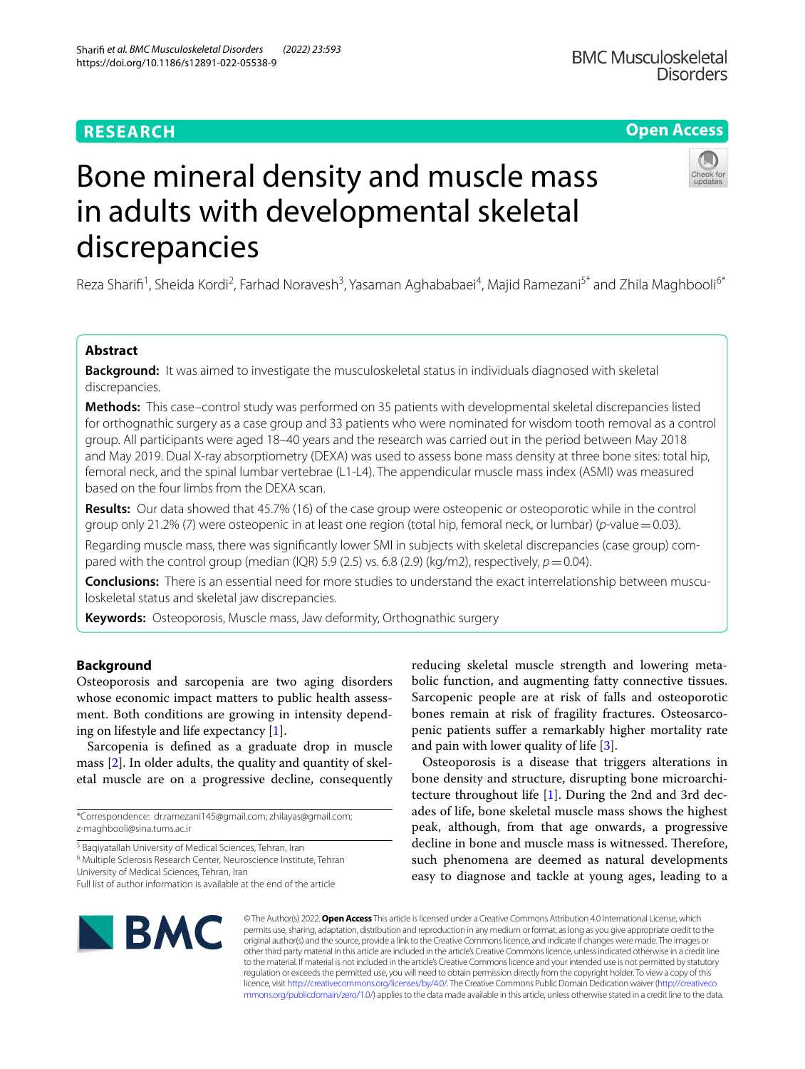**RESEARCH** **Open Access**

# Bone mineral density and muscle mass in adults with developmental skeletal discrepancies

Reza Sharifi[1], Sheida Kordi[2], Farhad Noravesh[3], Yasaman Aghababaei[4], Majid Ramezani[5*] and Zhila Maghbooli[6*]

## Abstract

**Background:** It was aimed to investigate the musculoskeletal status in individuals diagnosed with skeletal discrepancies.

**Methods:** This case–control study was performed on 35 patients with developmental skeletal discrepancies listed for orthognathic surgery as a case group and 33 patients who were nominated for wisdom tooth removal as a control group. All participants were aged 18–40 years and the research was carried out in the period between May 2018 and May 2019. Dual X-ray absorptiometry (DEXA) was used to assess bone mass density at three bone sites: total hip, femoral neck, and the spinal lumbar vertebrae (L1-L4). The appendicular muscle mass index (ASMI) was measured based on the four limbs from the DEXA scan.

**Results:** Our data showed that 45.7% (16) of the case group were osteopenic or osteoporotic while in the control group only 21.2% (7) were osteopenic in at least one region (total hip, femoral neck, or lumbar) (*p*-value = 0.03).

Regarding muscle mass, there was significantly lower SMI in subjects with skeletal discrepancies (case group) compared with the control group (median (IQR) 5.9 (2.5) vs. 6.8 (2.9) (kg/m2), respectively, $p = 0.04$).

**Conclusions:** There is an essential need for more studies to understand the exact interrelationship between musculoskeletal status and skeletal jaw discrepancies.

**Keywords:** Osteoporosis, Muscle mass, Jaw deformity, Orthognathic surgery

## Background

Osteoporosis and sarcopenia are two aging disorders whose economic impact matters to public health assessment. Both conditions are growing in intensity depending on lifestyle and life expectancy [1].

Sarcopenia is defined as a graduate drop in muscle mass [2]. In older adults, the quality and quantity of skeletal muscle are on a progressive decline, consequently reducing skeletal muscle strength and lowering metabolic function, and augmenting fatty connective tissues. Sarcopenic people are at risk of falls and osteoporotic bones remain at risk of fragility fractures. Osteosarcopenic patients suffer a remarkably higher mortality rate and pain with lower quality of life [3].

Osteoporosis is a disease that triggers alterations in bone density and structure, disrupting bone microarchitecture throughout life [1]. During the 2nd and 3rd decades of life, bone skeletal muscle mass shows the highest peak, although, from that age onwards, a progressive decline in bone and muscle mass is witnessed. Therefore, such phenomena are deemed as natural developments easy to diagnose and tackle at young ages, leading to a

*Correspondence: dr.ramezani145@gmail.com; zhilayas@gmail.com; z-maghbooli@sina.tums.ac.ir

[5] Baqiyatallah University of Medical Sciences, Tehran, Iran
[6] Multiple Sclerosis Research Center, Neuroscience Institute, Tehran University of Medical Sciences, Tehran, Iran
Full list of author information is available at the end of the article

© The Author(s) 2022. **Open Access** This article is licensed under a Creative Commons Attribution 4.0 International License, which permits use, sharing, adaptation, distribution and reproduction in any medium or format, as long as you give appropriate credit to the original author(s) and the source, provide a link to the Creative Commons licence, and indicate if changes were made. The images or other third party material in this article are included in the article's Creative Commons licence, unless indicated otherwise in a credit line to the material. If material is not included in the article's Creative Commons licence and your intended use is not permitted by statutory regulation or exceeds the permitted use, you will need to obtain permission directly from the copyright holder. To view a copy of this licence, visit http://creativecommons.org/licenses/by/4.0/. The Creative Commons Public Domain Dedication waiver (http://creativecommons.org/publicdomain/zero/1.0/) applies to the data made available in this article, unless otherwise stated in a credit line to the data.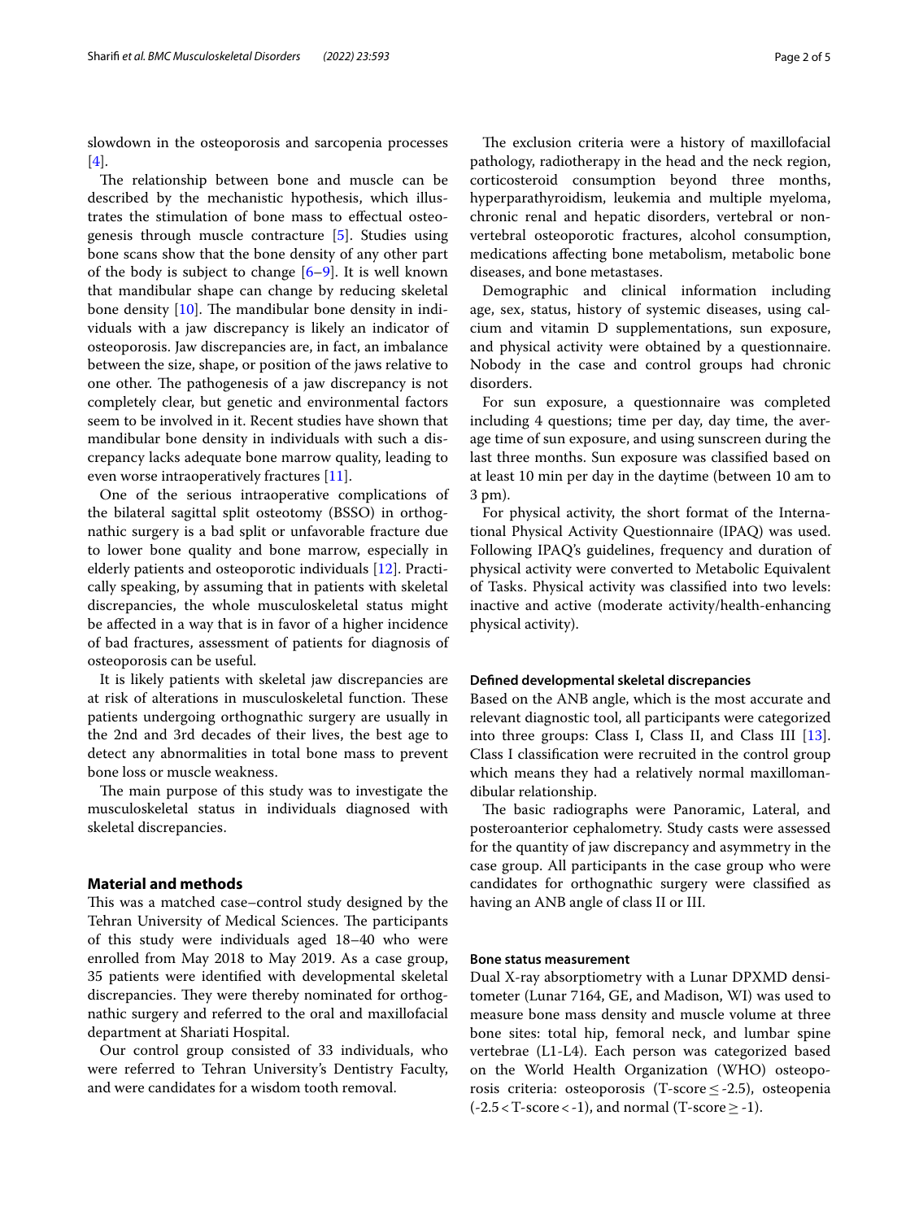slowdown in the osteoporosis and sarcopenia processes [4].

The relationship between bone and muscle can be described by the mechanistic hypothesis, which illustrates the stimulation of bone mass to effectual osteogenesis through muscle contracture [5]. Studies using bone scans show that the bone density of any other part of the body is subject to change [6–9]. It is well known that mandibular shape can change by reducing skeletal bone density [10]. The mandibular bone density in individuals with a jaw discrepancy is likely an indicator of osteoporosis. Jaw discrepancies are, in fact, an imbalance between the size, shape, or position of the jaws relative to one other. The pathogenesis of a jaw discrepancy is not completely clear, but genetic and environmental factors seem to be involved in it. Recent studies have shown that mandibular bone density in individuals with such a discrepancy lacks adequate bone marrow quality, leading to even worse intraoperatively fractures [11].

One of the serious intraoperative complications of the bilateral sagittal split osteotomy (BSSO) in orthognathic surgery is a bad split or unfavorable fracture due to lower bone quality and bone marrow, especially in elderly patients and osteoporotic individuals [12]. Practically speaking, by assuming that in patients with skeletal discrepancies, the whole musculoskeletal status might be affected in a way that is in favor of a higher incidence of bad fractures, assessment of patients for diagnosis of osteoporosis can be useful.

It is likely patients with skeletal jaw discrepancies are at risk of alterations in musculoskeletal function. These patients undergoing orthognathic surgery are usually in the 2nd and 3rd decades of their lives, the best age to detect any abnormalities in total bone mass to prevent bone loss or muscle weakness.

The main purpose of this study was to investigate the musculoskeletal status in individuals diagnosed with skeletal discrepancies.

## Material and methods

This was a matched case–control study designed by the Tehran University of Medical Sciences. The participants of this study were individuals aged 18–40 who were enrolled from May 2018 to May 2019. As a case group, 35 patients were identified with developmental skeletal discrepancies. They were thereby nominated for orthognathic surgery and referred to the oral and maxillofacial department at Shariati Hospital.

Our control group consisted of 33 individuals, who were referred to Tehran University's Dentistry Faculty, and were candidates for a wisdom tooth removal.

The exclusion criteria were a history of maxillofacial pathology, radiotherapy in the head and the neck region, corticosteroid consumption beyond three months, hyperparathyroidism, leukemia and multiple myeloma, chronic renal and hepatic disorders, vertebral or non-vertebral osteoporotic fractures, alcohol consumption, medications affecting bone metabolism, metabolic bone diseases, and bone metastases.

Demographic and clinical information including age, sex, status, history of systemic diseases, using calcium and vitamin D supplementations, sun exposure, and physical activity were obtained by a questionnaire. Nobody in the case and control groups had chronic disorders.

For sun exposure, a questionnaire was completed including 4 questions; time per day, day time, the average time of sun exposure, and using sunscreen during the last three months. Sun exposure was classified based on at least 10 min per day in the daytime (between 10 am to 3 pm).

For physical activity, the short format of the International Physical Activity Questionnaire (IPAQ) was used. Following IPAQ's guidelines, frequency and duration of physical activity were converted to Metabolic Equivalent of Tasks. Physical activity was classified into two levels: inactive and active (moderate activity/health-enhancing physical activity).

### Defined developmental skeletal discrepancies

Based on the ANB angle, which is the most accurate and relevant diagnostic tool, all participants were categorized into three groups: Class I, Class II, and Class III [13]. Class I classification were recruited in the control group which means they had a relatively normal maxillomandibular relationship.

The basic radiographs were Panoramic, Lateral, and posteroanterior cephalometry. Study casts were assessed for the quantity of jaw discrepancy and asymmetry in the case group. All participants in the case group who were candidates for orthognathic surgery were classified as having an ANB angle of class II or III.

### Bone status measurement

Dual X-ray absorptiometry with a Lunar DPXMD densitometer (Lunar 7164, GE, and Madison, WI) was used to measure bone mass density and muscle volume at three bone sites: total hip, femoral neck, and lumbar spine vertebrae (L1-L4). Each person was categorized based on the World Health Organization (WHO) osteoporosis criteria: osteoporosis (T-score $\leq$ -2.5), osteopenia ($-2.5 <$ T-score $< -1$), and normal (T-score $\geq$ -1).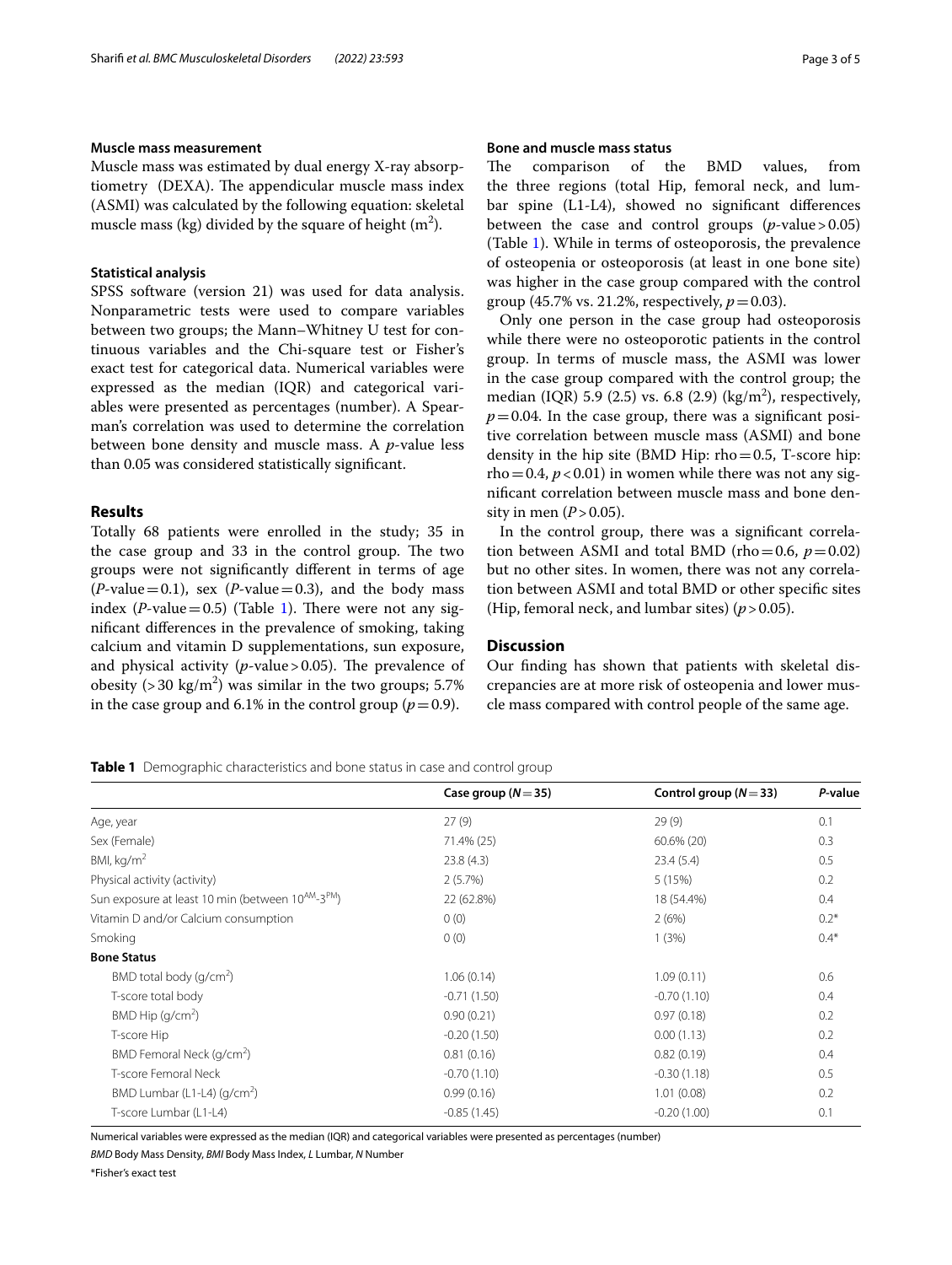### Muscle mass measurement

Muscle mass was estimated by dual energy X-ray absorptiometry (DEXA). The appendicular muscle mass index (ASMI) was calculated by the following equation: skeletal muscle mass (kg) divided by the square of height ($m^2$).

### Statistical analysis

SPSS software (version 21) was used for data analysis. Nonparametric tests were used to compare variables between two groups; the Mann–Whitney U test for continuous variables and the Chi-square test or Fisher's exact test for categorical data. Numerical variables were expressed as the median (IQR) and categorical variables were presented as percentages (number). A Spearman's correlation was used to determine the correlation between bone density and muscle mass. A *p*-value less than 0.05 was considered statistically significant.

## Results

Totally 68 patients were enrolled in the study; 35 in the case group and 33 in the control group. The two groups were not significantly different in terms of age (*P*-value = 0.1), sex (*P*-value = 0.3), and the body mass index (*P*-value = 0.5) (Table 1). There were not any significant differences in the prevalence of smoking, taking calcium and vitamin D supplementations, sun exposure, and physical activity (*p*-value > 0.05). The prevalence of obesity (> 30 kg/$m^2$) was similar in the two groups; 5.7% in the case group and 6.1% in the control group ($p = 0.9$).

### Bone and muscle mass status

The comparison of the BMD values, from the three regions (total Hip, femoral neck, and lumbar spine (L1-L4), showed no significant differences between the case and control groups (*p*-value > 0.05) (Table 1). While in terms of osteoporosis, the prevalence of osteopenia or osteoporosis (at least in one bone site) was higher in the case group compared with the control group (45.7% vs. 21.2%, respectively, $p = 0.03$).

Only one person in the case group had osteoporosis while there were no osteoporotic patients in the control group. In terms of muscle mass, the ASMI was lower in the case group compared with the control group; the median (IQR) 5.9 (2.5) vs. 6.8 (2.9) (kg/$m^2$), respectively, $p = 0.04$. In the case group, there was a significant positive correlation between muscle mass (ASMI) and bone density in the hip site (BMD Hip: rho = 0.5, T-score hip: rho = 0.4, $p < 0.01$) in women while there was not any significant correlation between muscle mass and bone density in men ($P > 0.05$).

In the control group, there was a significant correlation between ASMI and total BMD (rho = 0.6, $p = 0.02$) but no other sites. In women, there was not any correlation between ASMI and total BMD or other specific sites (Hip, femoral neck, and lumbar sites) ($p > 0.05$).

## Discussion

Our finding has shown that patients with skeletal discrepancies are at more risk of osteopenia and lower muscle mass compared with control people of the same age.

**Table 1** Demographic characteristics and bone status in case and control group

| | Case group (N = 35) | Control group (N = 33) | *P*-value |
|---|---|---|---|
| Age, year | 27 (9) | 29 (9) | 0.1 |
| Sex (Female) | 71.4% (25) | 60.6% (20) | 0.3 |
| BMI, kg/$m^2$ | 23.8 (4.3) | 23.4 (5.4) | 0.5 |
| Physical activity (activity) | 2 (5.7%) | 5 (15%) | 0.2 |
| Sun exposure at least 10 min (between $10^{AM}$-$3^{PM}$) | 22 (62.8%) | 18 (54.4%) | 0.4 |
| Vitamin D and/or Calcium consumption | 0 (0) | 2 (6%) | 0.2* |
| Smoking | 0 (0) | 1 (3%) | 0.4* |
| **Bone Status** | | | |
| BMD total body (g/$cm^2$) | 1.06 (0.14) | 1.09 (0.11) | 0.6 |
| T-score total body | -0.71 (1.50) | -0.70 (1.10) | 0.4 |
| BMD Hip (g/$cm^2$) | 0.90 (0.21) | 0.97 (0.18) | 0.2 |
| T-score Hip | -0.20 (1.50) | 0.00 (1.13) | 0.2 |
| BMD Femoral Neck (g/$cm^2$) | 0.81 (0.16) | 0.82 (0.19) | 0.4 |
| T-score Femoral Neck | -0.70 (1.10) | -0.30 (1.18) | 0.5 |
| BMD Lumbar (L1-L4) (g/$cm^2$) | 0.99 (0.16) | 1.01 (0.08) | 0.2 |
| T-score Lumbar (L1-L4) | -0.85 (1.45) | -0.20 (1.00) | 0.1 |

Numerical variables were expressed as the median (IQR) and categorical variables were presented as percentages (number)

*BMD* Body Mass Density, *BMI* Body Mass Index, *L* Lumbar, *N* Number

*Fisher's exact test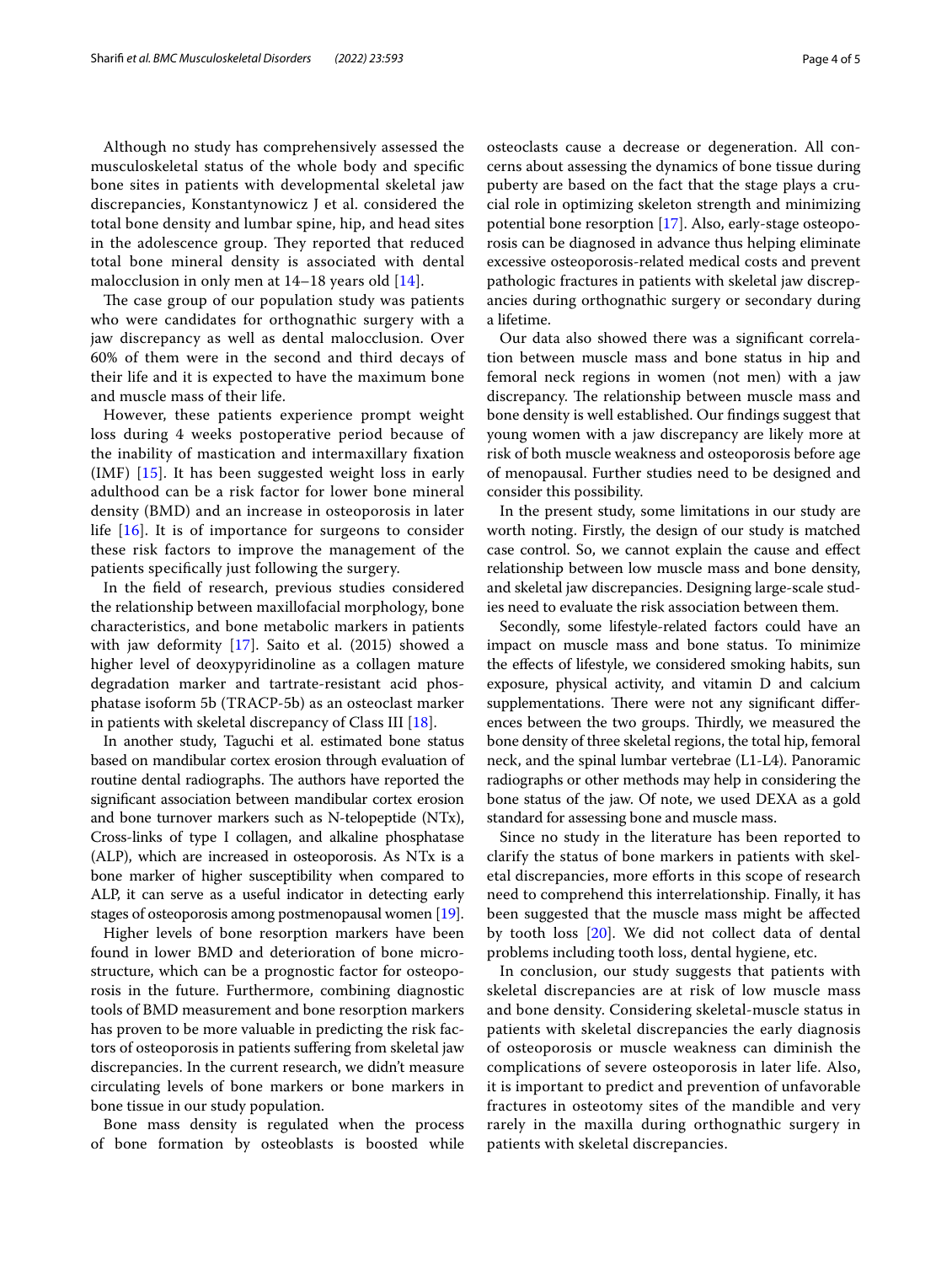Although no study has comprehensively assessed the musculoskeletal status of the whole body and specific bone sites in patients with developmental skeletal jaw discrepancies, Konstantynowicz J et al. considered the total bone density and lumbar spine, hip, and head sites in the adolescence group. They reported that reduced total bone mineral density is associated with dental malocclusion in only men at 14–18 years old [14].

The case group of our population study was patients who were candidates for orthognathic surgery with a jaw discrepancy as well as dental malocclusion. Over 60% of them were in the second and third decays of their life and it is expected to have the maximum bone and muscle mass of their life.

However, these patients experience prompt weight loss during 4 weeks postoperative period because of the inability of mastication and intermaxillary fixation (IMF) [15]. It has been suggested weight loss in early adulthood can be a risk factor for lower bone mineral density (BMD) and an increase in osteoporosis in later life [16]. It is of importance for surgeons to consider these risk factors to improve the management of the patients specifically just following the surgery.

In the field of research, previous studies considered the relationship between maxillofacial morphology, bone characteristics, and bone metabolic markers in patients with jaw deformity [17]. Saito et al. (2015) showed a higher level of deoxypyridinoline as a collagen mature degradation marker and tartrate-resistant acid phosphatase isoform 5b (TRACP-5b) as an osteoclast marker in patients with skeletal discrepancy of Class III [18].

In another study, Taguchi et al. estimated bone status based on mandibular cortex erosion through evaluation of routine dental radiographs. The authors have reported the significant association between mandibular cortex erosion and bone turnover markers such as N-telopeptide (NTx), Cross-links of type I collagen, and alkaline phosphatase (ALP), which are increased in osteoporosis. As NTx is a bone marker of higher susceptibility when compared to ALP, it can serve as a useful indicator in detecting early stages of osteoporosis among postmenopausal women [19].

Higher levels of bone resorption markers have been found in lower BMD and deterioration of bone microstructure, which can be a prognostic factor for osteoporosis in the future. Furthermore, combining diagnostic tools of BMD measurement and bone resorption markers has proven to be more valuable in predicting the risk factors of osteoporosis in patients suffering from skeletal jaw discrepancies. In the current research, we didn't measure circulating levels of bone markers or bone markers in bone tissue in our study population.

Bone mass density is regulated when the process of bone formation by osteoblasts is boosted while osteoclasts cause a decrease or degeneration. All concerns about assessing the dynamics of bone tissue during puberty are based on the fact that the stage plays a crucial role in optimizing skeleton strength and minimizing potential bone resorption [17]. Also, early-stage osteoporosis can be diagnosed in advance thus helping eliminate excessive osteoporosis-related medical costs and prevent pathologic fractures in patients with skeletal jaw discrepancies during orthognathic surgery or secondary during a lifetime.

Our data also showed there was a significant correlation between muscle mass and bone status in hip and femoral neck regions in women (not men) with a jaw discrepancy. The relationship between muscle mass and bone density is well established. Our findings suggest that young women with a jaw discrepancy are likely more at risk of both muscle weakness and osteoporosis before age of menopausal. Further studies need to be designed and consider this possibility.

In the present study, some limitations in our study are worth noting. Firstly, the design of our study is matched case control. So, we cannot explain the cause and effect relationship between low muscle mass and bone density, and skeletal jaw discrepancies. Designing large-scale studies need to evaluate the risk association between them.

Secondly, some lifestyle-related factors could have an impact on muscle mass and bone status. To minimize the effects of lifestyle, we considered smoking habits, sun exposure, physical activity, and vitamin D and calcium supplementations. There were not any significant differences between the two groups. Thirdly, we measured the bone density of three skeletal regions, the total hip, femoral neck, and the spinal lumbar vertebrae (L1-L4). Panoramic radiographs or other methods may help in considering the bone status of the jaw. Of note, we used DEXA as a gold standard for assessing bone and muscle mass.

Since no study in the literature has been reported to clarify the status of bone markers in patients with skeletal discrepancies, more efforts in this scope of research need to comprehend this interrelationship. Finally, it has been suggested that the muscle mass might be affected by tooth loss [20]. We did not collect data of dental problems including tooth loss, dental hygiene, etc.

In conclusion, our study suggests that patients with skeletal discrepancies are at risk of low muscle mass and bone density. Considering skeletal-muscle status in patients with skeletal discrepancies the early diagnosis of osteoporosis or muscle weakness can diminish the complications of severe osteoporosis in later life. Also, it is important to predict and prevention of unfavorable fractures in osteotomy sites of the mandible and very rarely in the maxilla during orthognathic surgery in patients with skeletal discrepancies.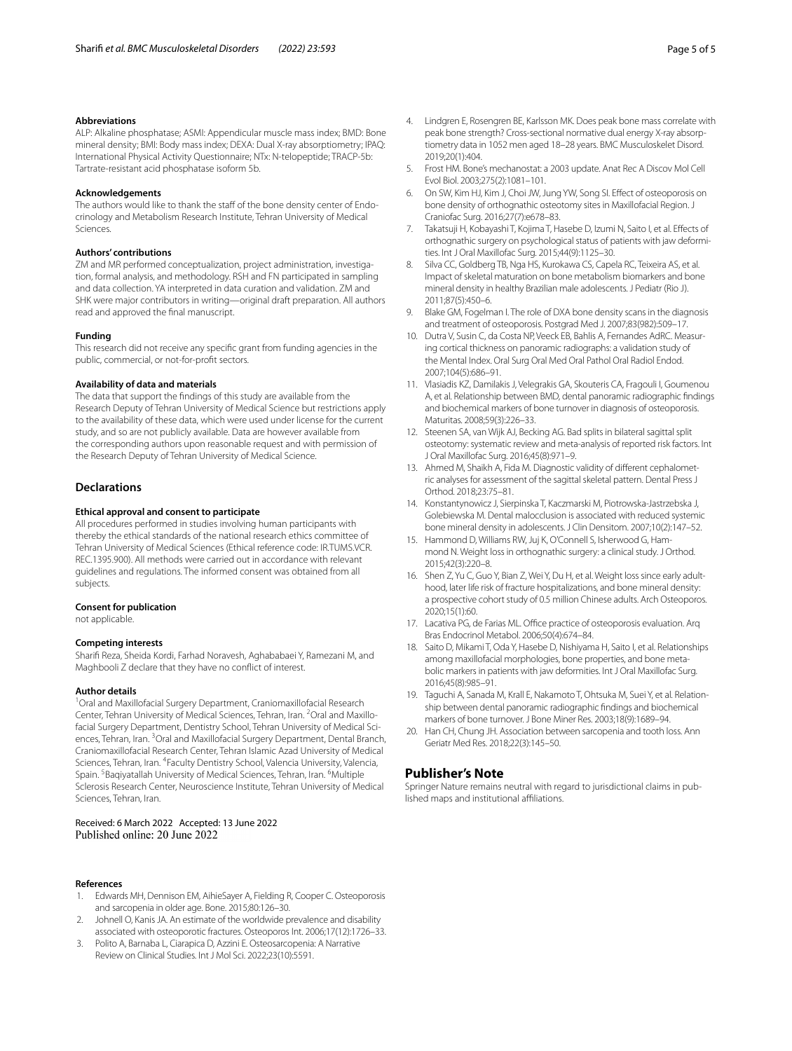#### Abbreviations

ALP: Alkaline phosphatase; ASMI: Appendicular muscle mass index; BMD: Bone mineral density; BMI: Body mass index; DEXA: Dual X-ray absorptiometry; IPAQ: International Physical Activity Questionnaire; NTx: N-telopeptide; TRACP-5b: Tartrate-resistant acid phosphatase isoform 5b.

#### Acknowledgements

The authors would like to thank the staff of the bone density center of Endocrinology and Metabolism Research Institute, Tehran University of Medical Sciences.

#### Authors' contributions

ZM and MR performed conceptualization, project administration, investigation, formal analysis, and methodology. RSH and FN participated in sampling and data collection. YA interpreted in data curation and validation. ZM and SHK were major contributors in writing—original draft preparation. All authors read and approved the final manuscript.

#### Funding

This research did not receive any specific grant from funding agencies in the public, commercial, or not-for-profit sectors.

#### Availability of data and materials

The data that support the findings of this study are available from the Research Deputy of Tehran University of Medical Science but restrictions apply to the availability of these data, which were used under license for the current study, and so are not publicly available. Data are however available from the corresponding authors upon reasonable request and with permission of the Research Deputy of Tehran University of Medical Science.

## Declarations

#### Ethical approval and consent to participate

All procedures performed in studies involving human participants with thereby the ethical standards of the national research ethics committee of Tehran University of Medical Sciences (Ethical reference code: IR.TUMS.VCR.REC.1395.900). All methods were carried out in accordance with relevant guidelines and regulations. The informed consent was obtained from all subjects.

#### Consent for publication

not applicable.

#### Competing interests

Sharifi Reza, Sheida Kordi, Farhad Noravesh, Aghababaei Y, Ramezani M, and Maghbooli Z declare that they have no conflict of interest.

#### Author details

[1]Oral and Maxillofacial Surgery Department, Craniomaxillofacial Research Center, Tehran University of Medical Sciences, Tehran, Iran. [2]Oral and Maxillofacial Surgery Department, Dentistry School, Tehran University of Medical Sciences, Tehran, Iran. [3]Oral and Maxillofacial Surgery Department, Dental Branch, Craniomaxillofacial Research Center, Tehran Islamic Azad University of Medical Sciences, Tehran, Iran. [4]Faculty Dentistry School, Valencia University, Valencia, Spain. [5]Baqiyatallah University of Medical Sciences, Tehran, Iran. [6]Multiple Sclerosis Research Center, Neuroscience Institute, Tehran University of Medical Sciences, Tehran, Iran.

Received: 6 March 2022 Accepted: 13 June 2022
Published online: 20 June 2022

#### References

1. Edwards MH, Dennison EM, AihieSayer A, Fielding R, Cooper C. Osteoporosis and sarcopenia in older age. Bone. 2015;80:126–30.
2. Johnell O, Kanis JA. An estimate of the worldwide prevalence and disability associated with osteoporotic fractures. Osteoporos Int. 2006;17(12):1726–33.
3. Polito A, Barnaba L, Ciarapica D, Azzini E. Osteosarcopenia: A Narrative Review on Clinical Studies. Int J Mol Sci. 2022;23(10):5591.
4. Lindgren E, Rosengren BE, Karlsson MK. Does peak bone mass correlate with peak bone strength? Cross-sectional normative dual energy X-ray absorptiometry data in 1052 men aged 18–28 years. BMC Musculoskelet Disord. 2019;20(1):404.
5. Frost HM. Bone's mechanostat: a 2003 update. Anat Rec A Discov Mol Cell Evol Biol. 2003;275(2):1081–101.
6. On SW, Kim HJ, Kim J, Choi JW, Jung YW, Song SI. Effect of osteoporosis on bone density of orthognathic osteotomy sites in Maxillofacial Region. J Craniofac Surg. 2016;27(7):e678–83.
7. Takatsuji H, Kobayashi T, Kojima T, Hasebe D, Izumi N, Saito I, et al. Effects of orthognathic surgery on psychological status of patients with jaw deformities. Int J Oral Maxillofac Surg. 2015;44(9):1125–30.
8. Silva CC, Goldberg TB, Nga HS, Kurokawa CS, Capela RC, Teixeira AS, et al. Impact of skeletal maturation on bone metabolism biomarkers and bone mineral density in healthy Brazilian male adolescents. J Pediatr (Rio J). 2011;87(5):450–6.
9. Blake GM, Fogelman I. The role of DXA bone density scans in the diagnosis and treatment of osteoporosis. Postgrad Med J. 2007;83(982):509–17.
10. Dutra V, Susin C, da Costa NP, Veeck EB, Bahlis A, Fernandes AdRC. Measuring cortical thickness on panoramic radiographs: a validation study of the Mental Index. Oral Surg Oral Med Oral Pathol Oral Radiol Endod. 2007;104(5):686–91.
11. Vlasiadis KZ, Damilakis J, Velegrakis GA, Skouteris CA, Fragouli I, Goumenou A, et al. Relationship between BMD, dental panoramic radiographic findings and biochemical markers of bone turnover in diagnosis of osteoporosis. Maturitas. 2008;59(3):226–33.
12. Steenen SA, van Wijk AJ, Becking AG. Bad splits in bilateral sagittal split osteotomy: systematic review and meta-analysis of reported risk factors. Int J Oral Maxillofac Surg. 2016;45(8):971–9.
13. Ahmed M, Shaikh A, Fida M. Diagnostic validity of different cephalometric analyses for assessment of the sagittal skeletal pattern. Dental Press J Orthod. 2018;23:75–81.
14. Konstantynowicz J, Sierpinska T, Kaczmarski M, Piotrowska-Jastrzebska J, Golebiewska M. Dental malocclusion is associated with reduced systemic bone mineral density in adolescents. J Clin Densitom. 2007;10(2):147–52.
15. Hammond D, Williams RW, Juj K, O'Connell S, Isherwood G, Hammond N. Weight loss in orthognathic surgery: a clinical study. J Orthod. 2015;42(3):220–8.
16. Shen Z, Yu C, Guo Y, Bian Z, Wei Y, Du H, et al. Weight loss since early adulthood, later life risk of fracture hospitalizations, and bone mineral density: a prospective cohort study of 0.5 million Chinese adults. Arch Osteoporos. 2020;15(1):60.
17. Lacativa PG, de Farias ML. Office practice of osteoporosis evaluation. Arq Bras Endocrinol Metabol. 2006;50(4):674–84.
18. Saito D, Mikami T, Oda Y, Hasebe D, Nishiyama H, Saito I, et al. Relationships among maxillofacial morphologies, bone properties, and bone metabolic markers in patients with jaw deformities. Int J Oral Maxillofac Surg. 2016;45(8):985–91.
19. Taguchi A, Sanada M, Krall E, Nakamoto T, Ohtsuka M, Suei Y, et al. Relationship between dental panoramic radiographic findings and biochemical markers of bone turnover. J Bone Miner Res. 2003;18(9):1689–94.
20. Han CH, Chung JH. Association between sarcopenia and tooth loss. Ann Geriatr Med Res. 2018;22(3):145–50.

## Publisher's Note

Springer Nature remains neutral with regard to jurisdictional claims in published maps and institutional affiliations.